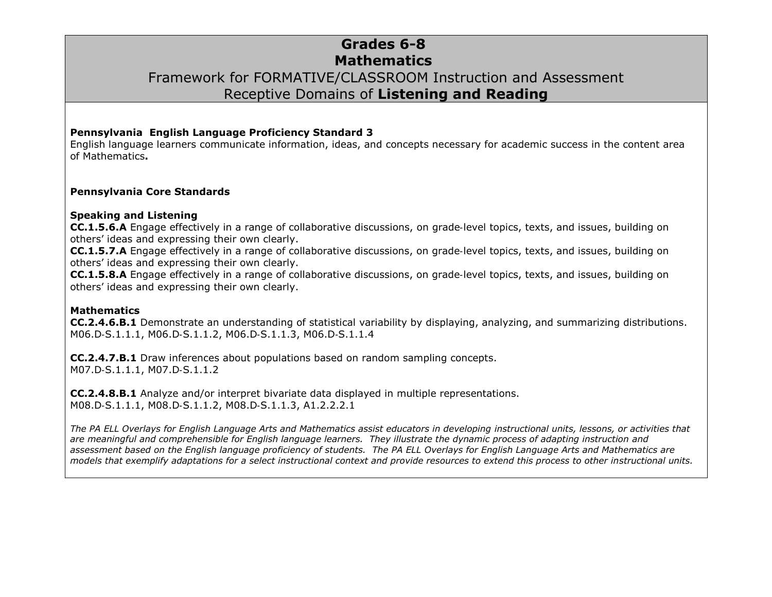# Grades 6-8
# Mathematics
## Framework for FORMATIVE/CLASSROOM Instruction and Assessment
## Receptive Domains of **Listening and Reading**

**Pennsylvania English Language Proficiency Standard 3**
English language learners communicate information, ideas, and concepts necessary for academic success in the content area of Mathematics**.**

**Pennsylvania Core Standards**

**Speaking and Listening**
**CC.1.5.6.A** Engage effectively in a range of collaborative discussions, on grade-level topics, texts, and issues, building on others' ideas and expressing their own clearly.
**CC.1.5.7.A** Engage effectively in a range of collaborative discussions, on grade-level topics, texts, and issues, building on others' ideas and expressing their own clearly.
**CC.1.5.8.A** Engage effectively in a range of collaborative discussions, on grade-level topics, texts, and issues, building on others' ideas and expressing their own clearly.

**Mathematics**
**CC.2.4.6.B.1** Demonstrate an understanding of statistical variability by displaying, analyzing, and summarizing distributions.
M06.D-S.1.1.1, M06.D-S.1.1.2, M06.D-S.1.1.3, M06.D-S.1.1.4

**CC.2.4.7.B.1** Draw inferences about populations based on random sampling concepts.
M07.D-S.1.1.1, M07.D-S.1.1.2

**CC.2.4.8.B.1** Analyze and/or interpret bivariate data displayed in multiple representations.
M08.D-S.1.1.1, M08.D-S.1.1.2, M08.D-S.1.1.3, A1.2.2.2.1

*The PA ELL Overlays for English Language Arts and Mathematics assist educators in developing instructional units, lessons, or activities that are meaningful and comprehensible for English language learners. They illustrate the dynamic process of adapting instruction and assessment based on the English language proficiency of students. The PA ELL Overlays for English Language Arts and Mathematics are models that exemplify adaptations for a select instructional context and provide resources to extend this process to other instructional units.*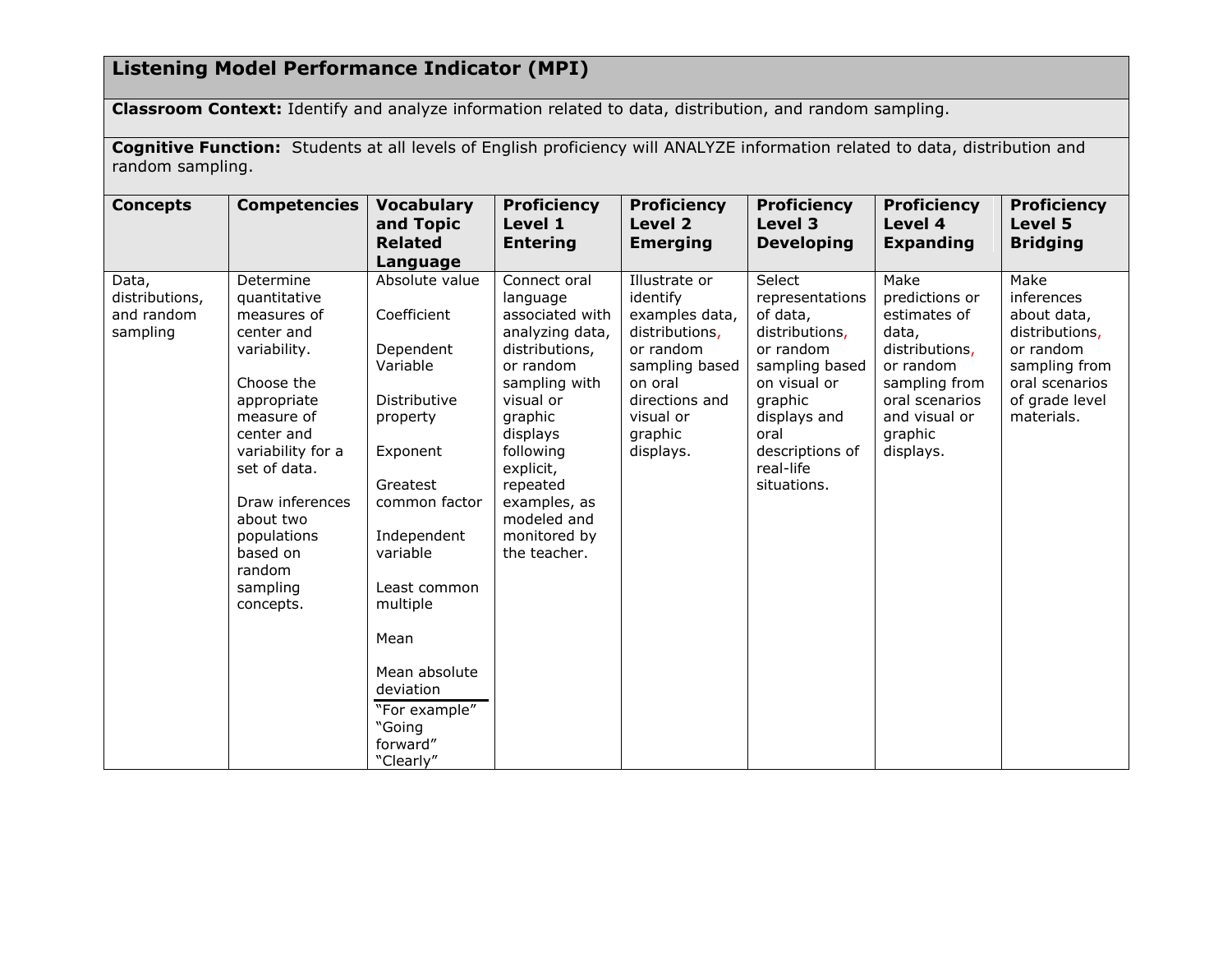**Listening Model Performance Indicator (MPI)**

**Classroom Context:** Identify and analyze information related to data, distribution, and random sampling.

**Cognitive Function:** Students at all levels of English proficiency will ANALYZE information related to data, distribution and random sampling.

| Concepts | Competencies | Vocabulary and Topic Related Language | Proficiency Level 1 Entering | Proficiency Level 2 Emerging | Proficiency Level 3 Developing | Proficiency Level 4 Expanding | Proficiency Level 5 Bridging |
|---|---|---|---|---|---|---|---|
| Data, distributions, and random sampling | Determine quantitative measures of center and variability.<br><br>Choose the appropriate measure of center and variability for a set of data.<br><br>Draw inferences about two populations based on random sampling concepts. | Absolute value<br><br>Coefficient<br><br>Dependent Variable<br><br>Distributive property<br><br>Exponent<br><br>Greatest common factor<br><br>Independent variable<br><br>Least common multiple<br><br>Mean<br><br>Mean absolute deviation<br>"For example"<br>"Going forward"<br>"Clearly" | Connect oral language associated with analyzing data, distributions, or random sampling with visual or graphic displays following explicit, repeated examples, as modeled and monitored by the teacher. | Illustrate or identify examples data, distributions, or random sampling based on oral directions and visual or graphic displays. | Select representations of data, distributions, or random sampling based on visual or graphic displays and oral descriptions of real-life situations. | Make predictions or estimates of data, distributions, or random sampling from oral scenarios and visual or graphic displays. | Make inferences about data, distributions, or random sampling from oral scenarios of grade level materials. |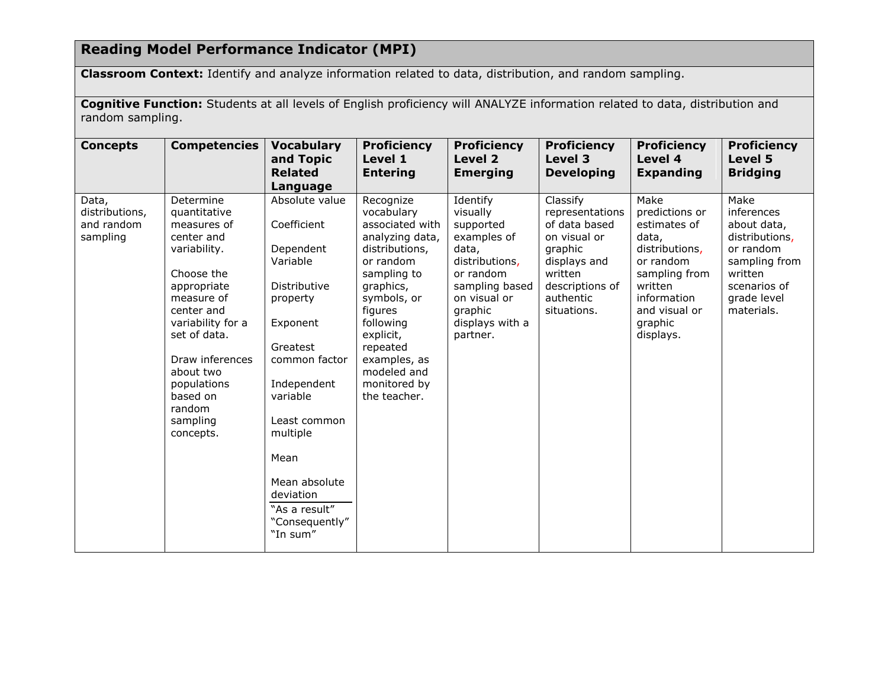## Reading Model Performance Indicator (MPI)

**Classroom Context:** Identify and analyze information related to data, distribution, and random sampling.

**Cognitive Function:** Students at all levels of English proficiency will ANALYZE information related to data, distribution and random sampling.

| Concepts | Competencies | Vocabulary and Topic Related Language | Proficiency Level 1 Entering | Proficiency Level 2 Emerging | Proficiency Level 3 Developing | Proficiency Level 4 Expanding | Proficiency Level 5 Bridging |
|---|---|---|---|---|---|---|---|
| Data, distributions, and random sampling | Determine quantitative measures of center and variability.<br><br>Choose the appropriate measure of center and variability for a set of data.<br><br>Draw inferences about two populations based on random sampling concepts. | Absolute value<br><br>Coefficient<br><br>Dependent Variable<br><br>Distributive property<br><br>Exponent<br><br>Greatest common factor<br><br>Independent variable<br><br>Least common multiple<br><br>Mean<br><br>Mean absolute deviation<br><br>"As a result"<br>"Consequently"<br>"In sum" | Recognize vocabulary associated with analyzing data, distributions, or random sampling to graphics, symbols, or figures following explicit, repeated examples, as modeled and monitored by the teacher. | Identify visually supported examples of data, distributions, or random sampling based on visual or graphic displays with a partner. | Classify representations of data based on visual or graphic displays and written descriptions of authentic situations. | Make predictions or estimates of data, distributions, or random sampling from written information and visual or graphic displays. | Make inferences about data, distributions, or random sampling from written scenarios of grade level materials. |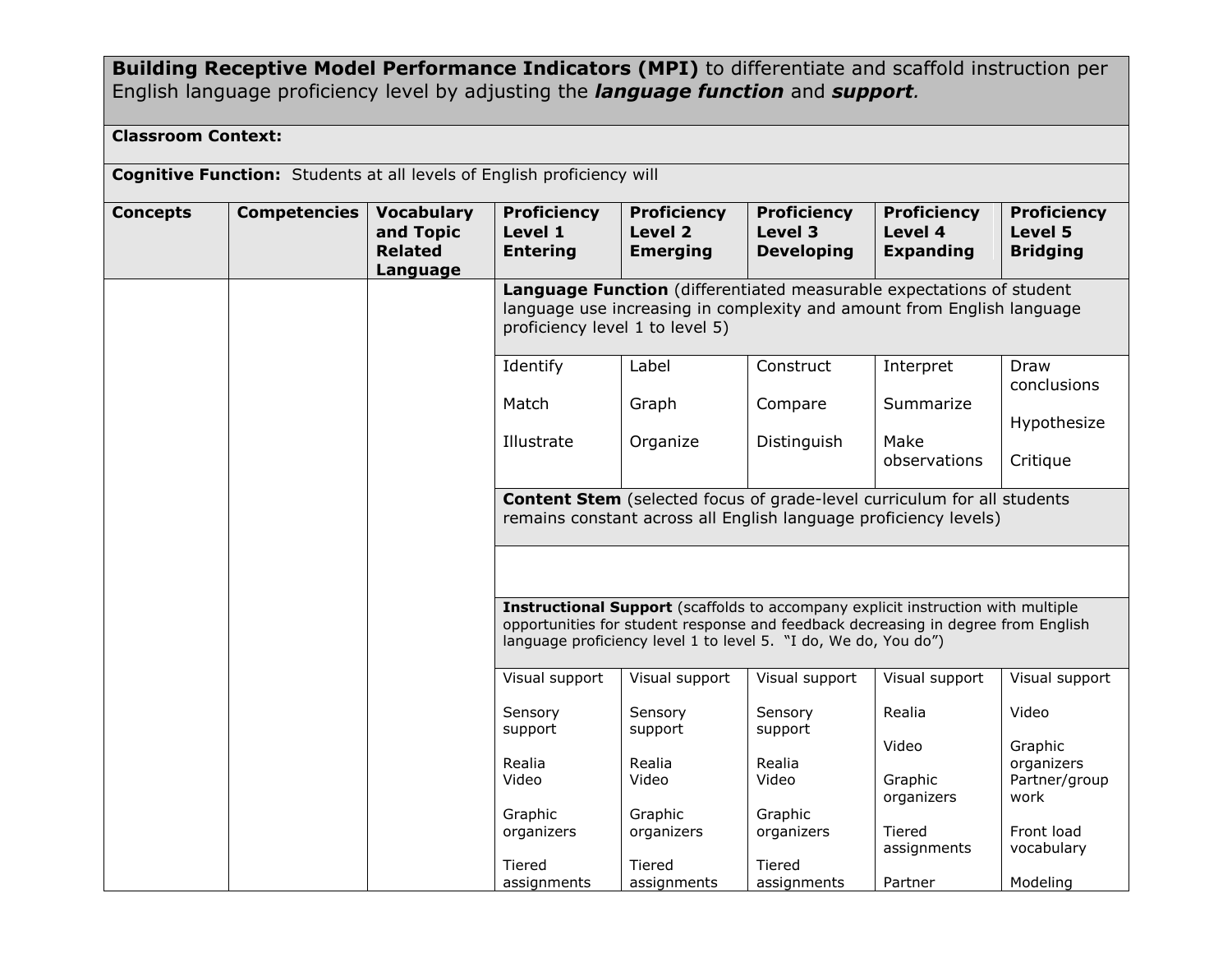| **Building Receptive Model Performance Indicators (MPI)** to differentiate and scaffold instruction per English language proficiency level by adjusting the ***language function*** and ***support***. | | | | | | | |
|---|---|---|---|---|---|---|---|
| **Classroom Context:** | | | | | | | |
| **Cognitive Function:** Students at all levels of English proficiency will | | | | | | | |
| **Concepts** | **Competencies** | **Vocabulary and Topic Related Language** | **Proficiency Level 1 Entering** | **Proficiency Level 2 Emerging** | **Proficiency Level 3 Developing** | **Proficiency Level 4 Expanding** | **Proficiency Level 5 Bridging** |
| | | | **Language Function** (differentiated measurable expectations of student language use increasing in complexity and amount from English language proficiency level 1 to level 5) | | | | |
| | | | Identify<br><br>Match<br><br>Illustrate | Label<br><br>Graph<br><br>Organize | Construct<br><br>Compare<br><br>Distinguish | Interpret<br><br>Summarize<br><br>Make observations | Draw conclusions<br><br>Hypothesize<br><br>Critique |
| | | | **Content Stem** (selected focus of grade-level curriculum for all students remains constant across all English language proficiency levels) | | | | |
| | | | | | | | |
| | | | **Instructional Support** (scaffolds to accompany explicit instruction with multiple opportunities for student response and feedback decreasing in degree from English language proficiency level 1 to level 5. "I do, We do, You do") | | | | |
| | | | Visual support<br><br>Sensory support<br><br>Realia<br>Video<br><br>Graphic organizers<br><br>Tiered assignments | Visual support<br><br>Sensory support<br><br>Realia<br>Video<br><br>Graphic organizers<br><br>Tiered assignments | Visual support<br><br>Sensory support<br><br>Realia<br>Video<br><br>Graphic organizers<br><br>Tiered assignments | Visual support<br><br>Realia<br><br>Video<br><br>Graphic organizers<br><br>Tiered assignments<br><br>Partner | Visual support<br><br>Video<br><br>Graphic organizers<br>Partner/group work<br><br>Front load vocabulary<br><br>Modeling |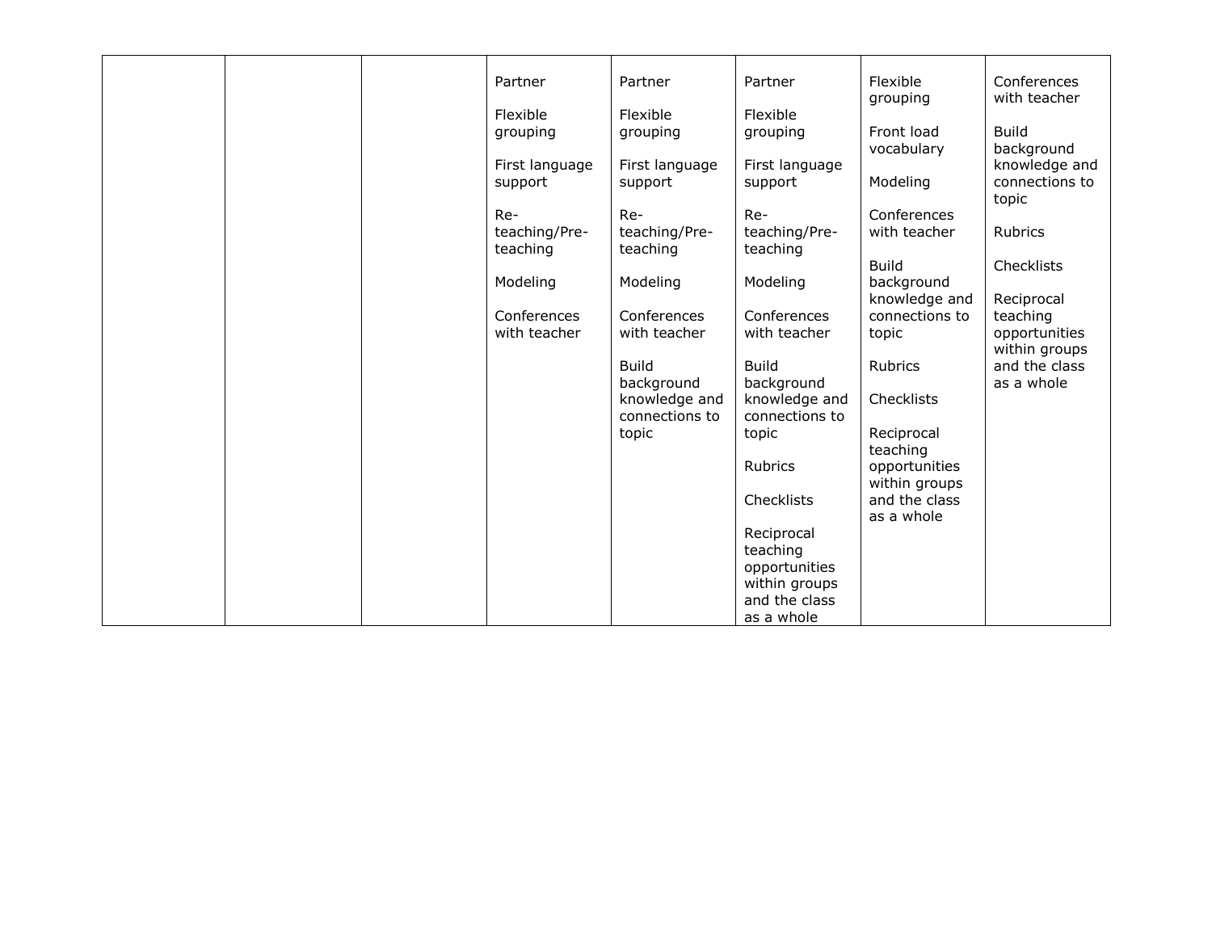| | | | | | | | |
|---|---|---|---|---|---|---|---|
| | | | Partner<br><br>Flexible grouping<br><br>First language support<br><br>Re-teaching/Pre-teaching<br><br>Modeling<br><br>Conferences with teacher | Partner<br><br>Flexible grouping<br><br>First language support<br><br>Re-teaching/Pre-teaching<br><br>Modeling<br><br>Conferences with teacher<br><br>Build background knowledge and connections to topic | Partner<br><br>Flexible grouping<br><br>First language support<br><br>Re-teaching/Pre-teaching<br><br>Modeling<br><br>Conferences with teacher<br><br>Build background knowledge and connections to topic<br><br>Rubrics<br><br>Checklists<br><br>Reciprocal teaching opportunities within groups and the class as a whole | Flexible grouping<br><br>Front load vocabulary<br><br>Modeling<br><br>Conferences with teacher<br><br>Build background knowledge and connections to topic<br><br>Rubrics<br><br>Checklists<br><br>Reciprocal teaching opportunities within groups and the class as a whole | Conferences with teacher<br><br>Build background knowledge and connections to topic<br><br>Rubrics<br><br>Checklists<br><br>Reciprocal teaching opportunities within groups and the class as a whole |